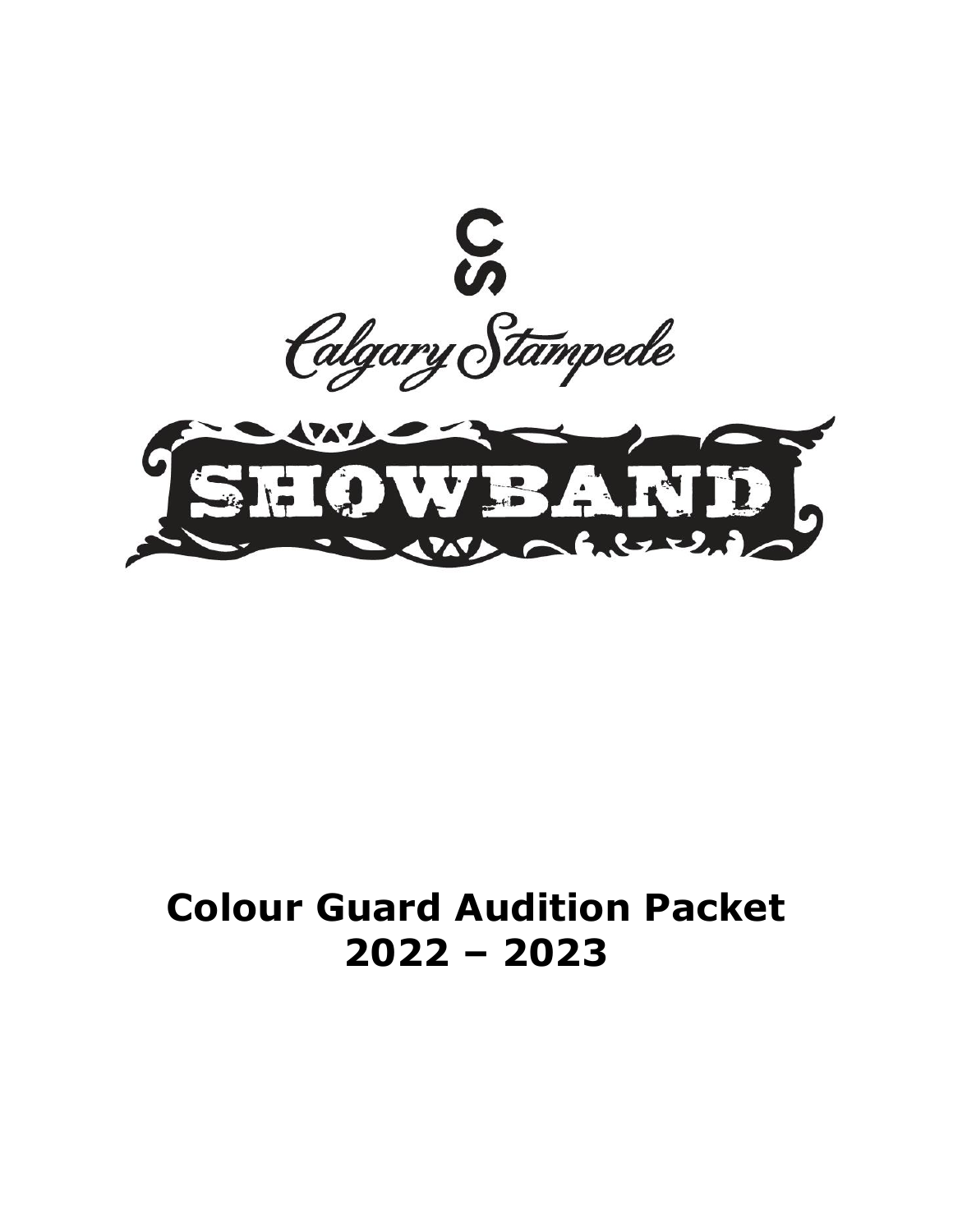Calgary Stampede

SHOWBAND

# Colour Guard Audition Packet 2022 – 2023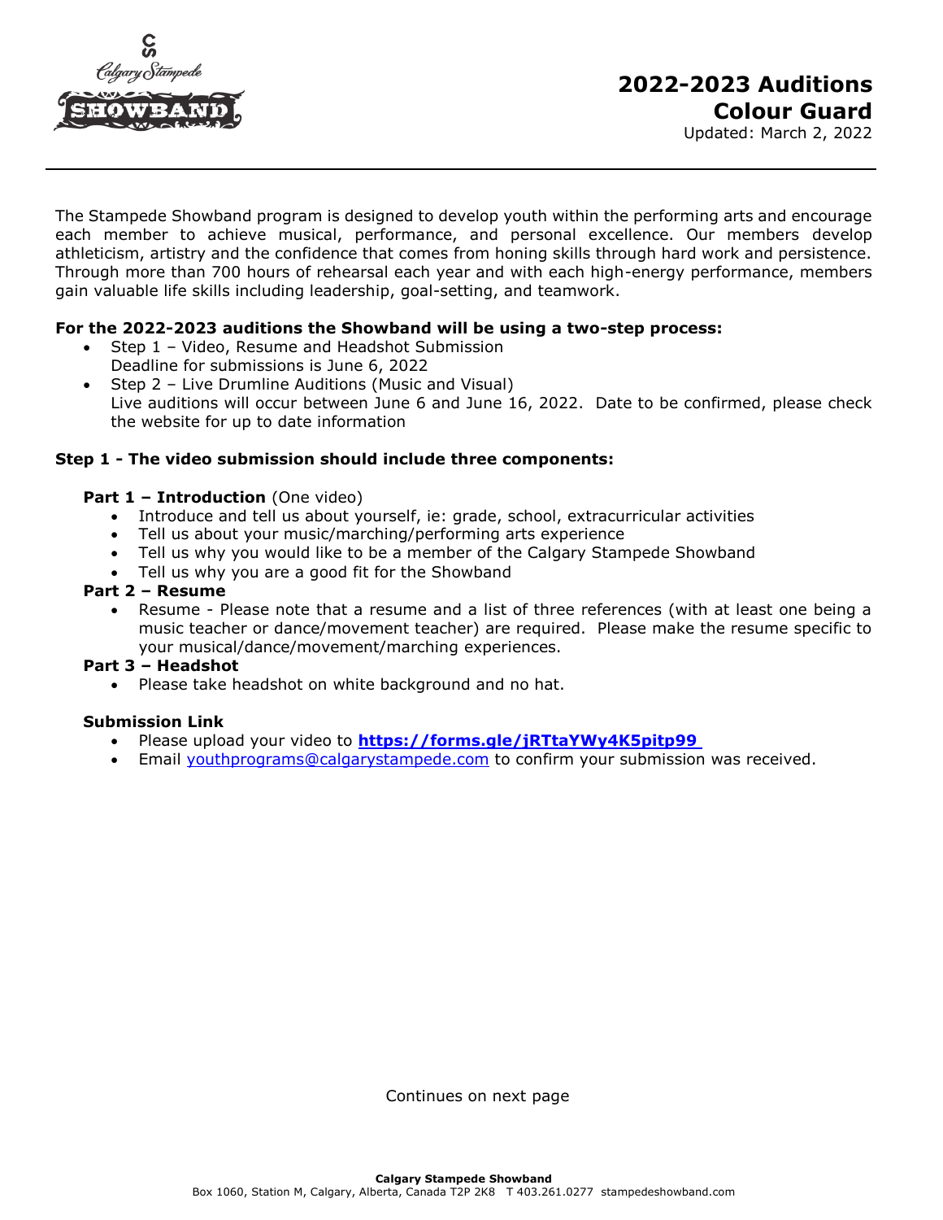# 2022-2023 Auditions Colour Guard

Updated: March 2, 2022

The Stampede Showband program is designed to develop youth within the performing arts and encourage each member to achieve musical, performance, and personal excellence. Our members develop athleticism, artistry and the confidence that comes from honing skills through hard work and persistence. Through more than 700 hours of rehearsal each year and with each high-energy performance, members gain valuable life skills including leadership, goal-setting, and teamwork.

**For the 2022-2023 auditions the Showband will be using a two-step process:**

- Step 1 – Video, Resume and Headshot Submission
  Deadline for submissions is June 6, 2022
- Step 2 – Live Drumline Auditions (Music and Visual)
  Live auditions will occur between June 6 and June 16, 2022. Date to be confirmed, please check the website for up to date information

**Step 1 - The video submission should include three components:**

**Part 1 – Introduction** (One video)

- Introduce and tell us about yourself, ie: grade, school, extracurricular activities
- Tell us about your music/marching/performing arts experience
- Tell us why you would like to be a member of the Calgary Stampede Showband
- Tell us why you are a good fit for the Showband

**Part 2 – Resume**

- Resume - Please note that a resume and a list of three references (with at least one being a music teacher or dance/movement teacher) are required. Please make the resume specific to your musical/dance/movement/marching experiences.

**Part 3 – Headshot**

- Please take headshot on white background and no hat.

**Submission Link**

- Please upload your video to **https://forms.gle/jRTtaYWy4K5pitp99**
- Email youthprograms@calgarystampede.com to confirm your submission was received.

Continues on next page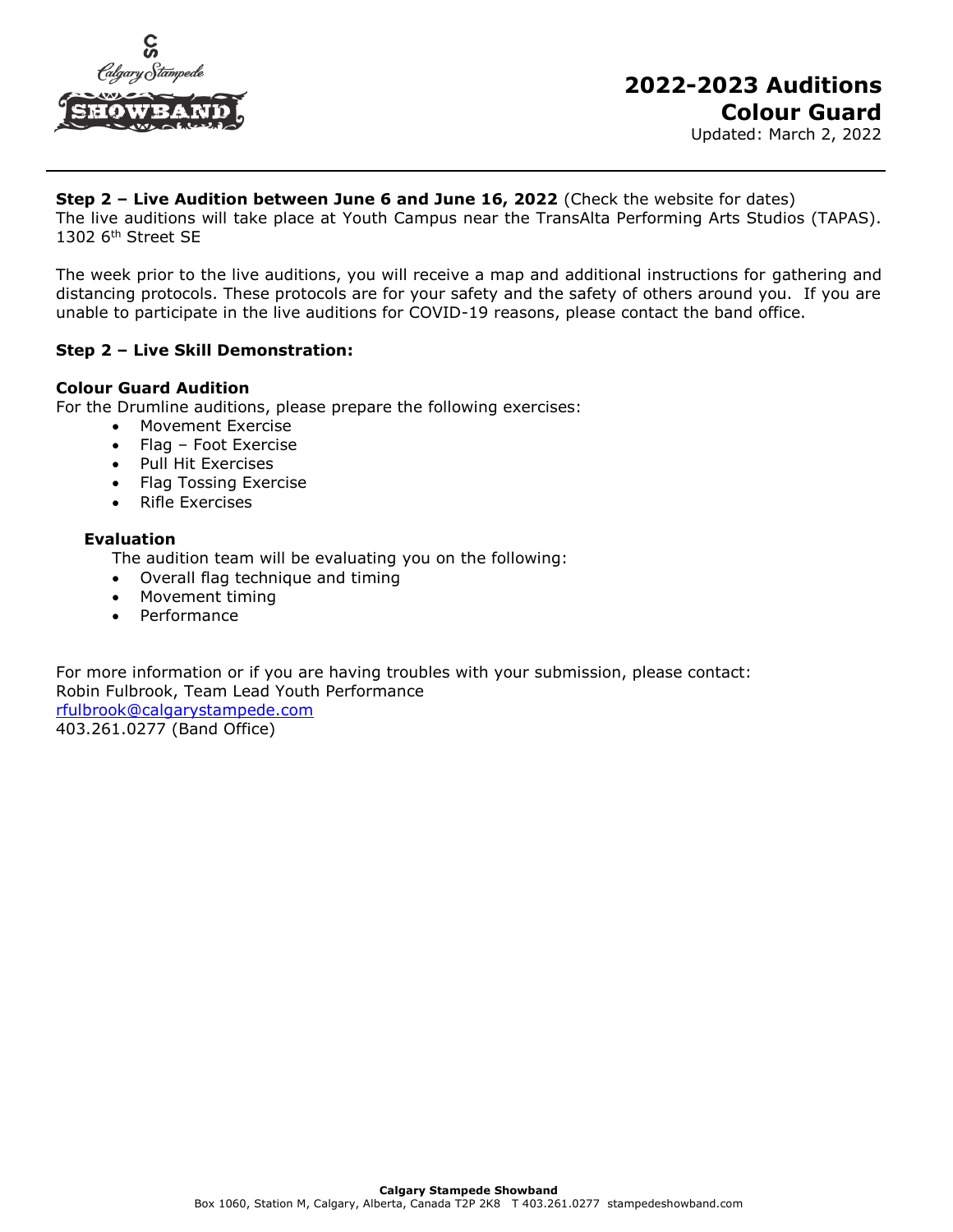# 2022-2023 Auditions
## Colour Guard

Updated: March 2, 2022

**Step 2 – Live Audition between June 6 and June 16, 2022** (Check the website for dates)
The live auditions will take place at Youth Campus near the TransAlta Performing Arts Studios (TAPAS). 1302 6th Street SE

The week prior to the live auditions, you will receive a map and additional instructions for gathering and distancing protocols. These protocols are for your safety and the safety of others around you. If you are unable to participate in the live auditions for COVID-19 reasons, please contact the band office.

**Step 2 – Live Skill Demonstration:**

**Colour Guard Audition**
For the Drumline auditions, please prepare the following exercises:

- Movement Exercise
- Flag – Foot Exercise
- Pull Hit Exercises
- Flag Tossing Exercise
- Rifle Exercises

**Evaluation**

The audition team will be evaluating you on the following:

- Overall flag technique and timing
- Movement timing
- Performance

For more information or if you are having troubles with your submission, please contact:
Robin Fulbrook, Team Lead Youth Performance
rfulbrook@calgarystampede.com
403.261.0277 (Band Office)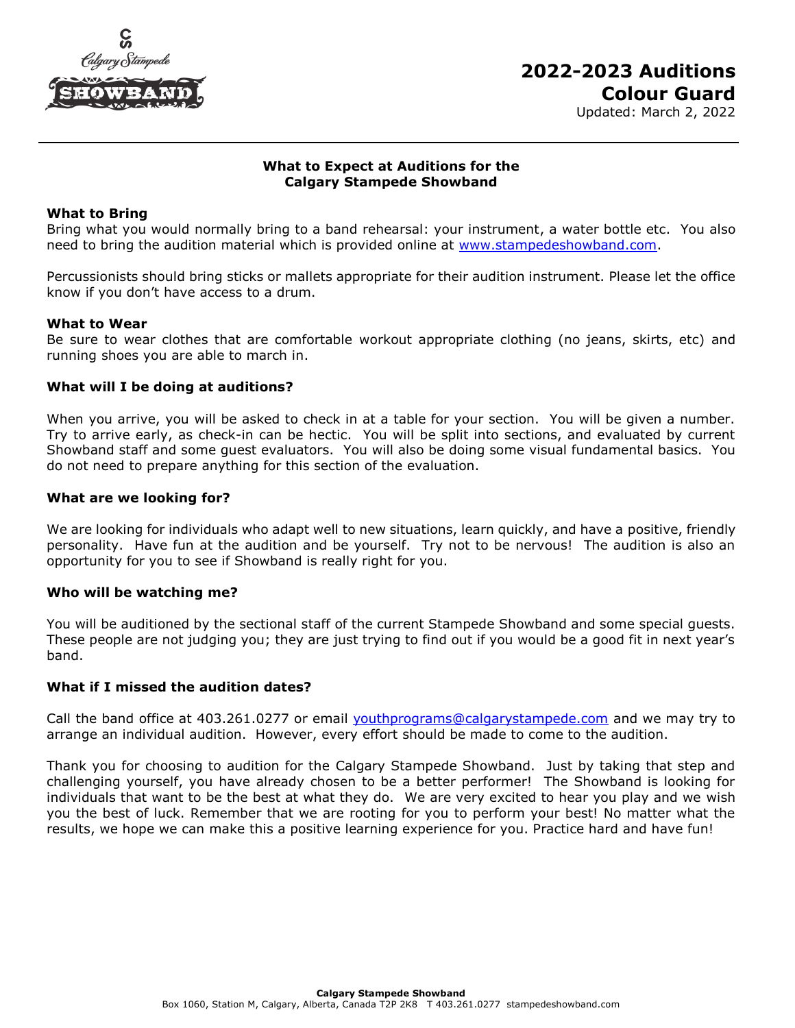# 2022-2023 Auditions
# Colour Guard

Updated: March 2, 2022

## What to Expect at Auditions for the Calgary Stampede Showband

**What to Bring**

Bring what you would normally bring to a band rehearsal: your instrument, a water bottle etc. You also need to bring the audition material which is provided online at [www.stampedeshowband.com](http://www.stampedeshowband.com).

Percussionists should bring sticks or mallets appropriate for their audition instrument. Please let the office know if you don't have access to a drum.

**What to Wear**

Be sure to wear clothes that are comfortable workout appropriate clothing (no jeans, skirts, etc) and running shoes you are able to march in.

**What will I be doing at auditions?**

When you arrive, you will be asked to check in at a table for your section. You will be given a number. Try to arrive early, as check-in can be hectic. You will be split into sections, and evaluated by current Showband staff and some guest evaluators. You will also be doing some visual fundamental basics. You do not need to prepare anything for this section of the evaluation.

**What are we looking for?**

We are looking for individuals who adapt well to new situations, learn quickly, and have a positive, friendly personality. Have fun at the audition and be yourself. Try not to be nervous! The audition is also an opportunity for you to see if Showband is really right for you.

**Who will be watching me?**

You will be auditioned by the sectional staff of the current Stampede Showband and some special guests. These people are not judging you; they are just trying to find out if you would be a good fit in next year's band.

**What if I missed the audition dates?**

Call the band office at 403.261.0277 or email [youthprograms@calgarystampede.com](mailto:youthprograms@calgarystampede.com) and we may try to arrange an individual audition. However, every effort should be made to come to the audition.

Thank you for choosing to audition for the Calgary Stampede Showband. Just by taking that step and challenging yourself, you have already chosen to be a better performer! The Showband is looking for individuals that want to be the best at what they do. We are very excited to hear you play and we wish you the best of luck. Remember that we are rooting for you to perform your best! No matter what the results, we hope we can make this a positive learning experience for you. Practice hard and have fun!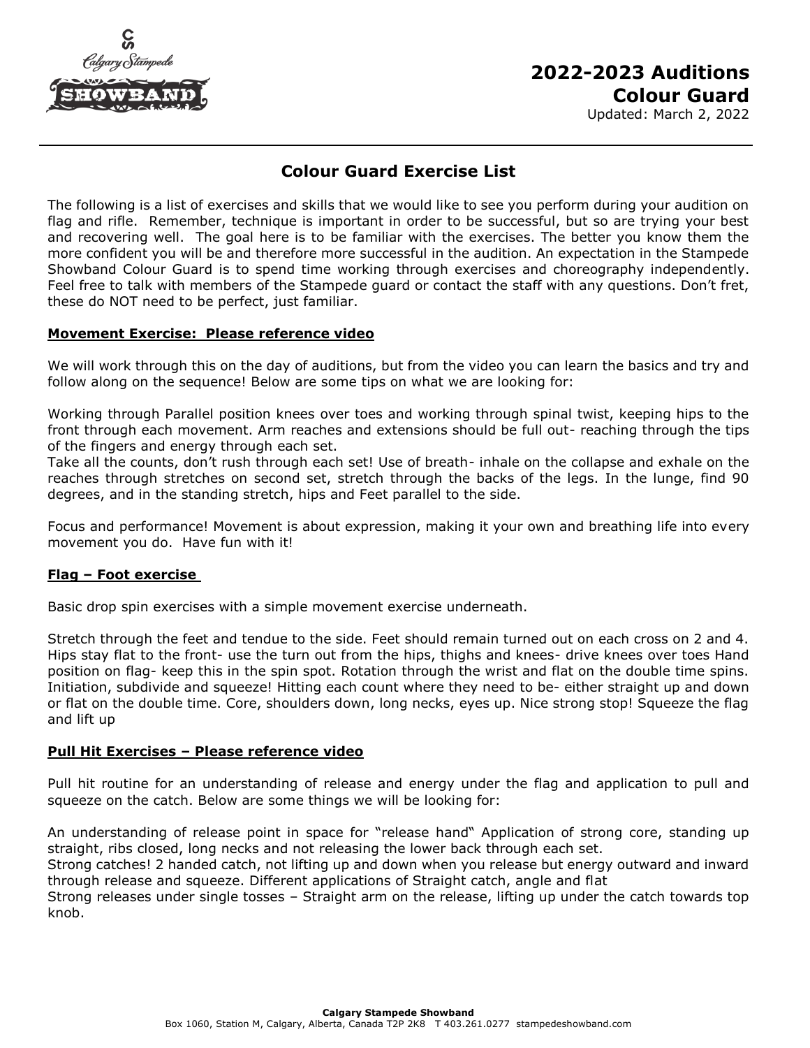# 2022-2023 Auditions
## Colour Guard

Updated: March 2, 2022

## Colour Guard Exercise List

The following is a list of exercises and skills that we would like to see you perform during your audition on flag and rifle. Remember, technique is important in order to be successful, but so are trying your best and recovering well. The goal here is to be familiar with the exercises. The better you know them the more confident you will be and therefore more successful in the audition. An expectation in the Stampede Showband Colour Guard is to spend time working through exercises and choreography independently. Feel free to talk with members of the Stampede guard or contact the staff with any questions. Don't fret, these do NOT need to be perfect, just familiar.

**Movement Exercise: Please reference video**

We will work through this on the day of auditions, but from the video you can learn the basics and try and follow along on the sequence! Below are some tips on what we are looking for:

Working through Parallel position knees over toes and working through spinal twist, keeping hips to the front through each movement. Arm reaches and extensions should be full out- reaching through the tips of the fingers and energy through each set.
Take all the counts, don't rush through each set! Use of breath- inhale on the collapse and exhale on the reaches through stretches on second set, stretch through the backs of the legs. In the lunge, find 90 degrees, and in the standing stretch, hips and Feet parallel to the side.

Focus and performance! Movement is about expression, making it your own and breathing life into every movement you do. Have fun with it!

**Flag – Foot exercise**

Basic drop spin exercises with a simple movement exercise underneath.

Stretch through the feet and tendue to the side. Feet should remain turned out on each cross on 2 and 4. Hips stay flat to the front- use the turn out from the hips, thighs and knees- drive knees over toes Hand position on flag- keep this in the spin spot. Rotation through the wrist and flat on the double time spins. Initiation, subdivide and squeeze! Hitting each count where they need to be- either straight up and down or flat on the double time. Core, shoulders down, long necks, eyes up. Nice strong stop! Squeeze the flag and lift up

**Pull Hit Exercises – Please reference video**

Pull hit routine for an understanding of release and energy under the flag and application to pull and squeeze on the catch. Below are some things we will be looking for:

An understanding of release point in space for "release hand" Application of strong core, standing up straight, ribs closed, long necks and not releasing the lower back through each set.
Strong catches! 2 handed catch, not lifting up and down when you release but energy outward and inward through release and squeeze. Different applications of Straight catch, angle and flat
Strong releases under single tosses – Straight arm on the release, lifting up under the catch towards top knob.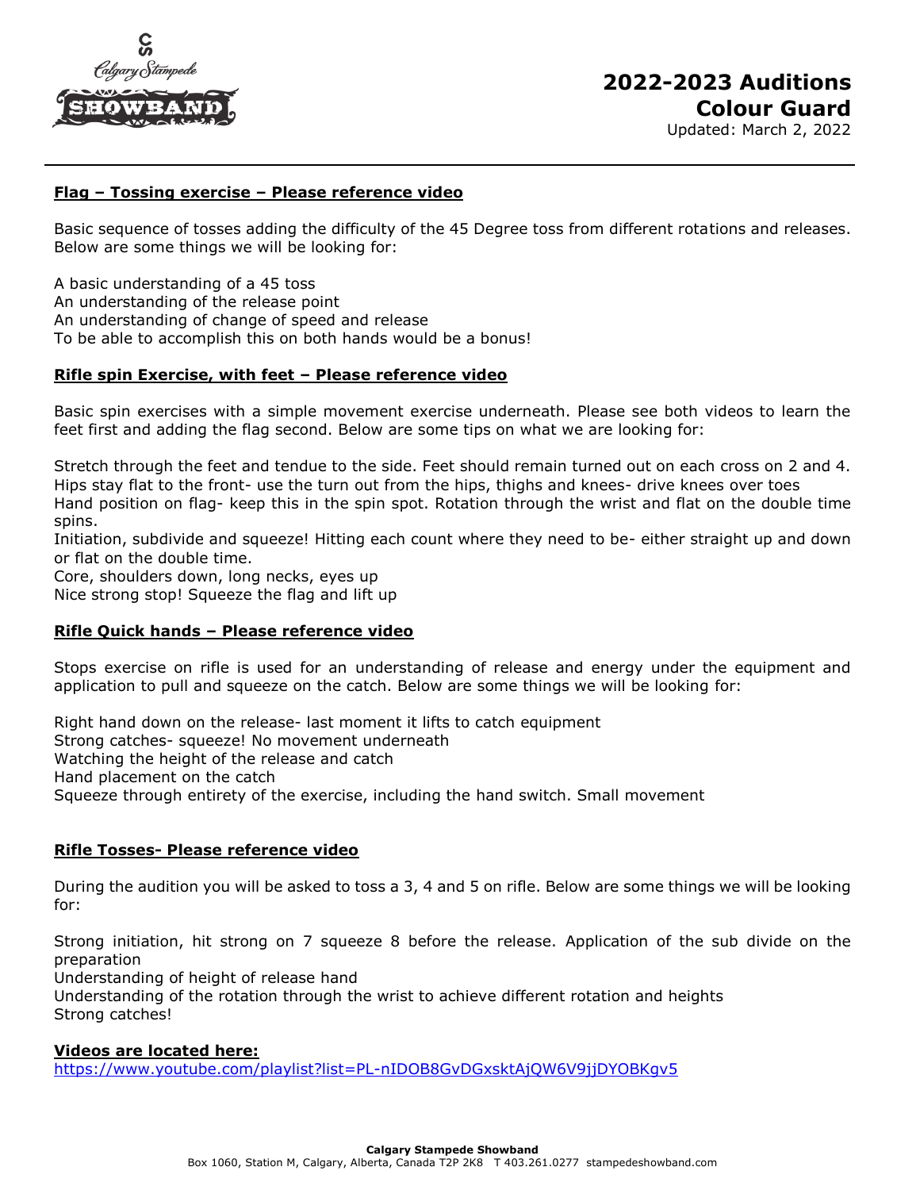# 2022-2023 Auditions
## Colour Guard

Updated: March 2, 2022

**Flag – Tossing exercise – Please reference video**

Basic sequence of tosses adding the difficulty of the 45 Degree toss from different rotations and releases. Below are some things we will be looking for:

A basic understanding of a 45 toss
An understanding of the release point
An understanding of change of speed and release
To be able to accomplish this on both hands would be a bonus!

**Rifle spin Exercise, with feet – Please reference video**

Basic spin exercises with a simple movement exercise underneath. Please see both videos to learn the feet first and adding the flag second. Below are some tips on what we are looking for:

Stretch through the feet and tendue to the side. Feet should remain turned out on each cross on 2 and 4.
Hips stay flat to the front- use the turn out from the hips, thighs and knees- drive knees over toes
Hand position on flag- keep this in the spin spot. Rotation through the wrist and flat on the double time spins.
Initiation, subdivide and squeeze! Hitting each count where they need to be- either straight up and down or flat on the double time.
Core, shoulders down, long necks, eyes up
Nice strong stop! Squeeze the flag and lift up

**Rifle Quick hands – Please reference video**

Stops exercise on rifle is used for an understanding of release and energy under the equipment and application to pull and squeeze on the catch. Below are some things we will be looking for:

Right hand down on the release- last moment it lifts to catch equipment
Strong catches- squeeze! No movement underneath
Watching the height of the release and catch
Hand placement on the catch
Squeeze through entirety of the exercise, including the hand switch. Small movement

**Rifle Tosses- Please reference video**

During the audition you will be asked to toss a 3, 4 and 5 on rifle. Below are some things we will be looking for:

Strong initiation, hit strong on 7 squeeze 8 before the release. Application of the sub divide on the preparation
Understanding of height of release hand
Understanding of the rotation through the wrist to achieve different rotation and heights
Strong catches!

**Videos are located here:**
https://www.youtube.com/playlist?list=PL-nIDOB8GvDGxsktAjQW6V9jjDYOBKgv5